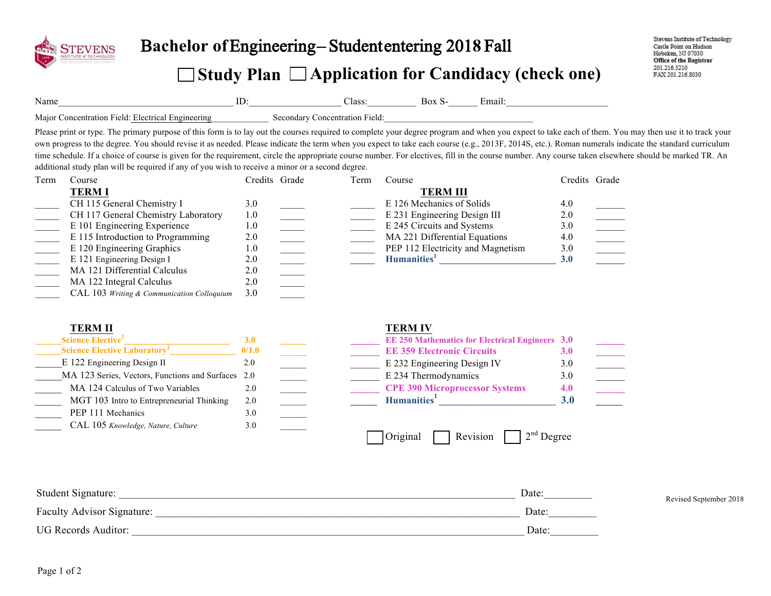# Bachelor of Engineering – Student entering 2018 Fall

## ☐ Study Plan ☐ Application for Candidacy (check one)

Stevens Institute of Technology
Castle Point on Hudson
Hoboken, NJ 07030
**Office of the Registrar**
201.216.5210
FAX 201.216.8030

Name\_\_\_\_\_\_\_\_\_\_\_\_\_\_\_\_\_\_\_\_\_\_\_\_\_\_\_\_ ID:\_\_\_\_\_\_\_\_\_\_\_\_\_\_\_ Class:\_\_\_\_\_\_\_\_ Box S-\_\_\_\_\_ Email:\_\_\_\_\_\_\_\_\_\_\_\_\_\_\_\_\_\_

Major Concentration Field: Electrical Engineering\_\_\_\_\_\_\_\_\_\_ Secondary Concentration Field:\_\_\_\_\_\_\_\_\_\_\_\_\_\_\_\_\_\_\_\_\_\_\_\_\_\_

Please print or type. The primary purpose of this form is to lay out the courses required to complete your degree program and when you expect to take each of them. You may then use it to track your own progress to the degree. You should revise it as needed. Please indicate the term when you expect to take each course (e.g., 2013F, 2014S, etc.). Roman numerals indicate the standard curriculum time schedule. If a choice of course is given for the requirement, circle the appropriate course number. For electives, fill in the course number. Any course taken elsewhere should be marked TR. An additional study plan will be required if any of you wish to receive a minor or a second degree.

### TERM I

| Term | Course | Credits | Grade |
|---|---|---|---|
| | CH 115 General Chemistry I | 3.0 | |
| | CH 117 General Chemistry Laboratory | 1.0 | |
| | E 101 Engineering Experience | 1.0 | |
| | E 115 Introduction to Programming | 2.0 | |
| | E 120 Engineering Graphics | 1.0 | |
| | E 121 Engineering Design I | 2.0 | |
| | MA 121 Differential Calculus | 2.0 | |
| | MA 122 Integral Calculus | 2.0 | |
| | CAL 103 *Writing & Communication Colloquium* | 3.0 | |

### TERM II

| Term | Course | Credits | Grade |
|---|---|---|---|
| | **Science Elective[2]** \_\_\_\_\_\_\_\_\_\_\_\_ | **3.0** | |
| | **Science Elective Laboratory[2]** \_\_\_\_\_\_\_\_ | **0/1.0** | |
| | E 122 Engineering Design II | 2.0 | |
| | MA 123 Series, Vectors, Functions and Surfaces | 2.0 | |
| | MA 124 Calculus of Two Variables | 2.0 | |
| | MGT 103 Intro to Entrepreneurial Thinking | 2.0 | |
| | PEP 111 Mechanics | 3.0 | |
| | CAL 105 *Knowledge, Nature, Culture* | 3.0 | |

### TERM III

| Term | Course | Credits | Grade |
|---|---|---|---|
| | E 126 Mechanics of Solids | 4.0 | |
| | E 231 Engineering Design III | 2.0 | |
| | E 245 Circuits and Systems | 3.0 | |
| | MA 221 Differential Equations | 4.0 | |
| | PEP 112 Electricity and Magnetism | 3.0 | |
| | **Humanities[1]** \_\_\_\_\_\_\_\_\_\_\_\_ | **3.0** | |

### TERM IV

| Term | Course | Credits | Grade |
|---|---|---|---|
| | **EE 250 Mathematics for Electrical Engineers** | **3.0** | |
| | **EE 359 Electronic Circuits** | **3.0** | |
| | E 232 Engineering Design IV | 3.0 | |
| | E 234 Thermodynamics | 3.0 | |
| | **CPE 390 Microprocessor Systems** | **4.0** | |
| | **Humanities[1]** \_\_\_\_\_\_\_\_\_\_\_\_ | **3.0** | |

☐ Original ☐ Revision ☐ 2nd Degree

Student Signature: \_\_\_\_\_\_\_\_\_\_\_\_\_\_\_\_\_\_\_\_\_\_\_\_\_\_\_\_\_\_\_\_\_\_\_\_ Date:\_\_\_\_\_\_\_\_\_

Faculty Advisor Signature: \_\_\_\_\_\_\_\_\_\_\_\_\_\_\_\_\_\_\_\_\_\_\_\_\_\_\_\_\_\_\_\_ Date:\_\_\_\_\_\_\_\_\_

UG Records Auditor: \_\_\_\_\_\_\_\_\_\_\_\_\_\_\_\_\_\_\_\_\_\_\_\_\_\_\_\_\_\_\_\_\_\_\_\_ Date:\_\_\_\_\_\_\_\_\_

Revised September 2018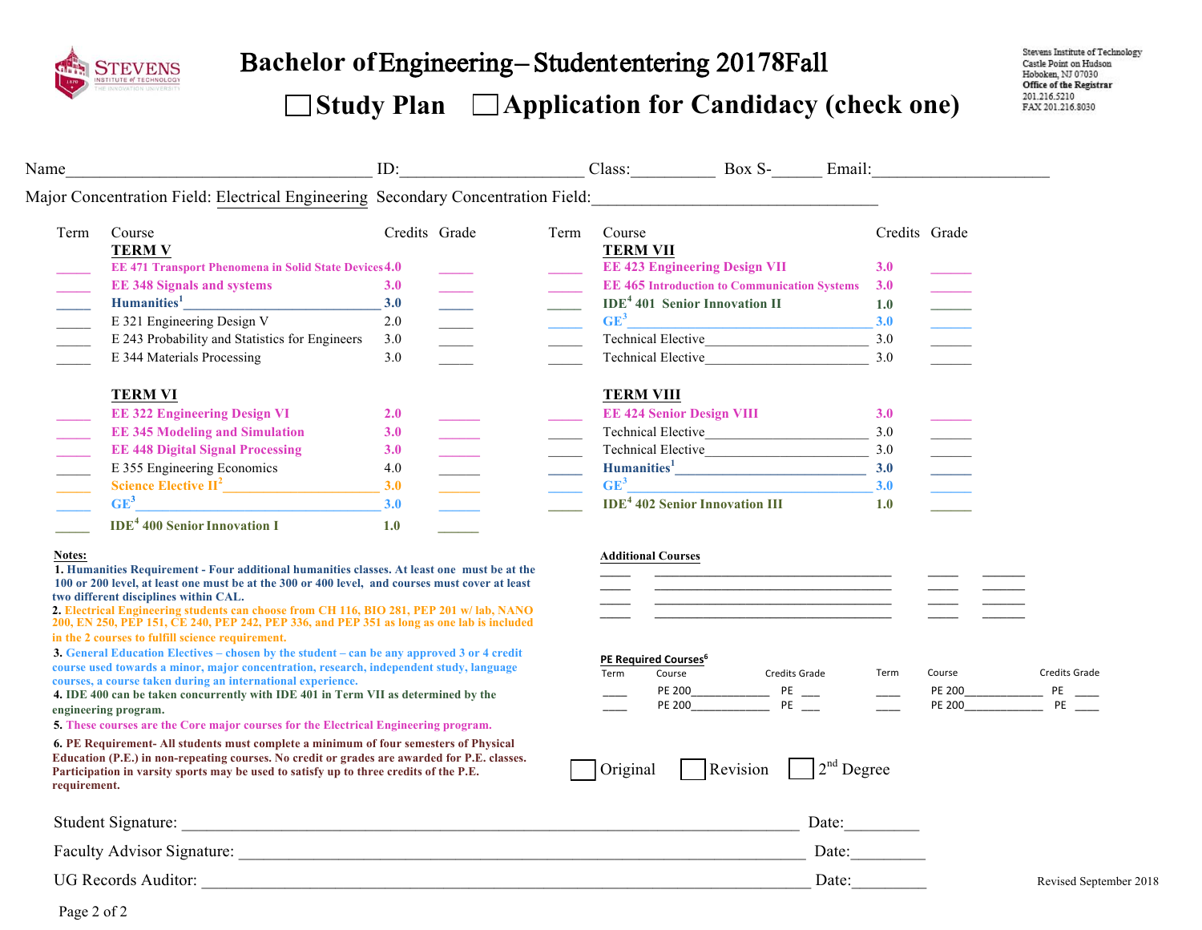Stevens Institute of Technology
Castle Point on Hudson
Hoboken, NJ 07030
**Office of the Registrar**
201.216.5210
FAX 201.216.8030

# Bachelor of Engineering– Studententering 20178Fall

## ☐ Study Plan ☐ Application for Candidacy (check one)

Name_____________________________________ ID:_____________________ Class:__________ Box S-______ Email:_____________________

Major Concentration Field: Electrical Engineering Secondary Concentration Field:_________________________________

| Term | Course | Credits | Grade | Term | Course | Credits | Grade |
|---|---|---|---|---|---|---|---|
| | **TERM V** | | | | **TERM VII** | | |
| _____ | **EE 471 Transport Phenomena in Solid State Devices** | **4.0** | _____ | _____ | **EE 423 Engineering Design VII** | **3.0** | ______ |
| _____ | **EE 348 Signals and systems** | **3.0** | _____ | _____ | **EE 465 Introduction to Communication Systems** | **3.0** | ______ |
| _____ | **Humanities**[1] ______________________________ | **3.0** | _____ | _____ | **IDE**[4] **401 Senior Innovation II** | **1.0** | ______ |
| _____ | E 321 Engineering Design V | 2.0 | _____ | _____ | **GE**[3] ______________________________ | **3.0** | ______ |
| _____ | E 243 Probability and Statistics for Engineers | 3.0 | _____ | _____ | Technical Elective________________________ | 3.0 | ______ |
| _____ | E 344 Materials Processing | 3.0 | _____ | _____ | Technical Elective________________________ | 3.0 | ______ |
| | **TERM VI** | | | | **TERM VIII** | | |
| _____ | **EE 322 Engineering Design VI** | **2.0** | ______ | _____ | **EE 424 Senior Design VIII** | **3.0** | ______ |
| _____ | **EE 345 Modeling and Simulation** | **3.0** | ______ | _____ | Technical Elective________________________ | 3.0 | ______ |
| _____ | **EE 448 Digital Signal Processing** | **3.0** | ______ | _____ | Technical Elective________________________ | 3.0 | ______ |
| _____ | E 355 Engineering Economics | 4.0 | ______ | _____ | **Humanities**[1] ______________________________ | **3.0** | ______ |
| _____ | **Science Elective II**[2] ______________________ | **3.0** | ______ | _____ | **GE**[3] ______________________________ | **3.0** | ______ |
| _____ | **GE**[3] ______________________________ | **3.0** | ______ | _____ | **IDE**[4] **402 Senior Innovation III** | **1.0** | ______ |
| _____ | **IDE**[4] **400 Senior Innovation I** | **1.0** | ______ | | | | |

**Notes:**

1. **Humanities Requirement - Four additional humanities classes. At least one must be at the 100 or 200 level, at least one must be at the 300 or 400 level, and courses must cover at least two different disciplines within CAL.**
2. **Electrical Engineering students can choose from CH 116, BIO 281, PEP 201 w/ lab, NANO 200, EN 250, PEP 151, CE 240, PEP 242, PEP 336, and PEP 351 as long as one lab is included in the 2 courses to fulfill science requirement.**
3. **General Education Electives – chosen by the student – can be any approved 3 or 4 credit course used towards a minor, major concentration, research, independent study, language courses, a course taken during an international experience.**
4. **IDE 400 can be taken concurrently with IDE 401 in Term VII as determined by the engineering program.**
5. **These courses are the Core major courses for the Electrical Engineering program.**
6. **PE Requirement- All students must complete a minimum of four semesters of Physical Education (P.E.) in non-repeating courses. No credit or grades are awarded for P.E. classes. Participation in varsity sports may be used to satisfy up to three credits of the P.E. requirement.**

**Additional Courses**

| | | | |
|---|---|---|---|
| _____ | ____________________________________ | _____ | ______ |
| _____ | ____________________________________ | _____ | ______ |
| _____ | ____________________________________ | _____ | ______ |
| _____ | ____________________________________ | _____ | ______ |

**PE Required Courses**[6]

| Term | Course | Credits | Grade | Term | Course | Credits | Grade |
|---|---|---|---|---|---|---|---|
| ____ | PE 200_____________ | PE | ___ | ____ | PE 200_____________ | PE | ____ |
| ____ | PE 200_____________ | PE | ___ | ____ | PE 200_____________ | PE | ____ |

☐ Original ☐ Revision ☐ 2nd Degree

Student Signature: ______________________________________________________________________ Date:_________

Faculty Advisor Signature: _______________________________________________________________ Date:_________

UG Records Auditor: ____________________________________________________________________ Date:_________

Revised September 2018